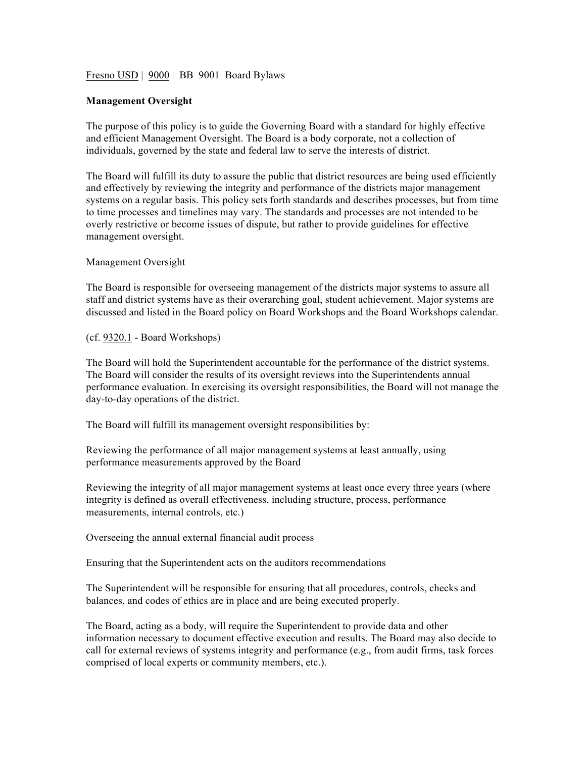Fresno USD | 9000 | BB 9001 Board Bylaws

**Management Oversight**

The purpose of this policy is to guide the Governing Board with a standard for highly effective and efficient Management Oversight. The Board is a body corporate, not a collection of individuals, governed by the state and federal law to serve the interests of district.

The Board will fulfill its duty to assure the public that district resources are being used efficiently and effectively by reviewing the integrity and performance of the districts major management systems on a regular basis. This policy sets forth standards and describes processes, but from time to time processes and timelines may vary. The standards and processes are not intended to be overly restrictive or become issues of dispute, but rather to provide guidelines for effective management oversight.

Management Oversight

The Board is responsible for overseeing management of the districts major systems to assure all staff and district systems have as their overarching goal, student achievement. Major systems are discussed and listed in the Board policy on Board Workshops and the Board Workshops calendar.

(cf. 9320.1 - Board Workshops)

The Board will hold the Superintendent accountable for the performance of the district systems. The Board will consider the results of its oversight reviews into the Superintendents annual performance evaluation. In exercising its oversight responsibilities, the Board will not manage the day-to-day operations of the district.

The Board will fulfill its management oversight responsibilities by:

Reviewing the performance of all major management systems at least annually, using performance measurements approved by the Board

Reviewing the integrity of all major management systems at least once every three years (where integrity is defined as overall effectiveness, including structure, process, performance measurements, internal controls, etc.)

Overseeing the annual external financial audit process

Ensuring that the Superintendent acts on the auditors recommendations

The Superintendent will be responsible for ensuring that all procedures, controls, checks and balances, and codes of ethics are in place and are being executed properly.

The Board, acting as a body, will require the Superintendent to provide data and other information necessary to document effective execution and results. The Board may also decide to call for external reviews of systems integrity and performance (e.g., from audit firms, task forces comprised of local experts or community members, etc.).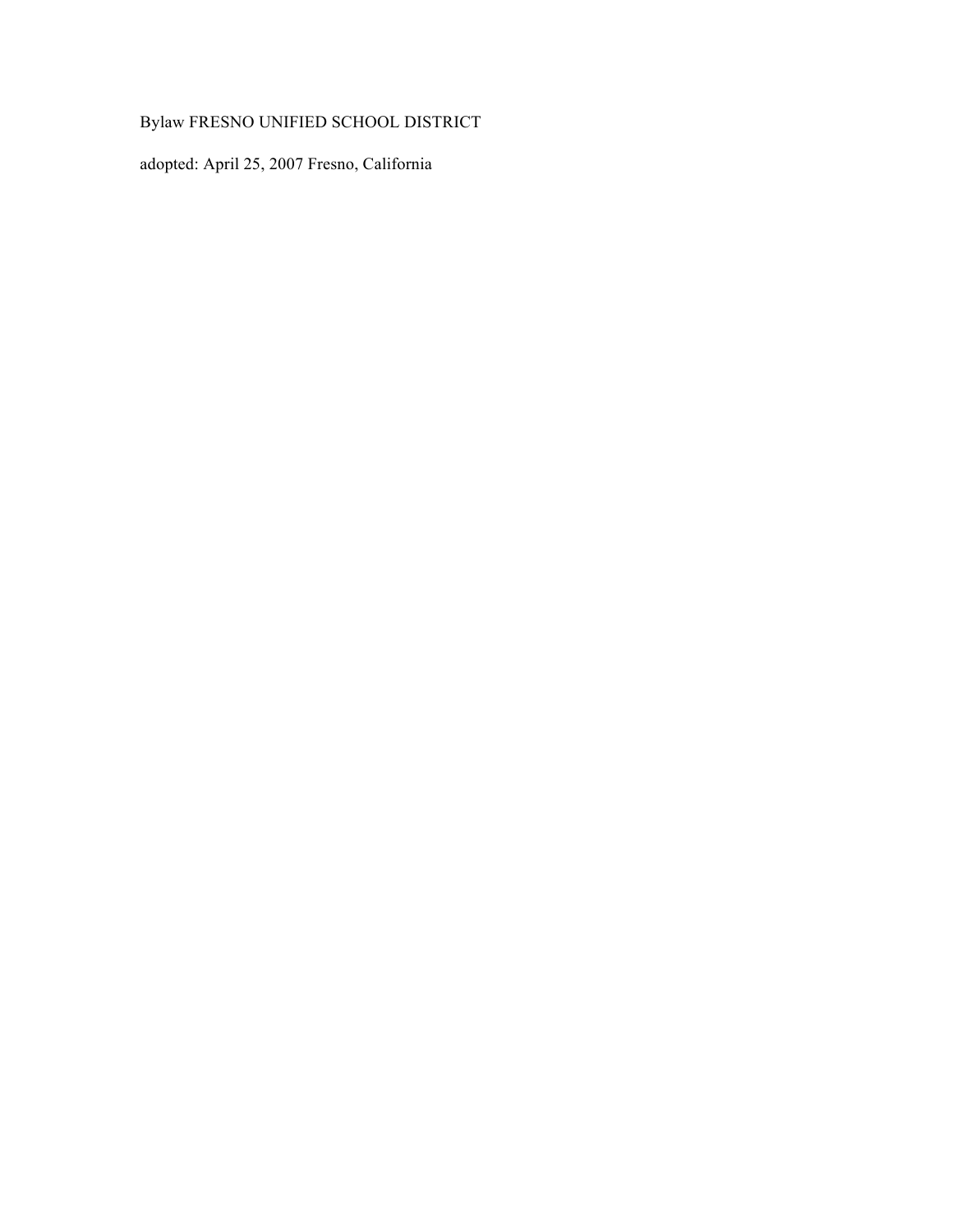Bylaw FRESNO UNIFIED SCHOOL DISTRICT

adopted: April 25, 2007 Fresno, California